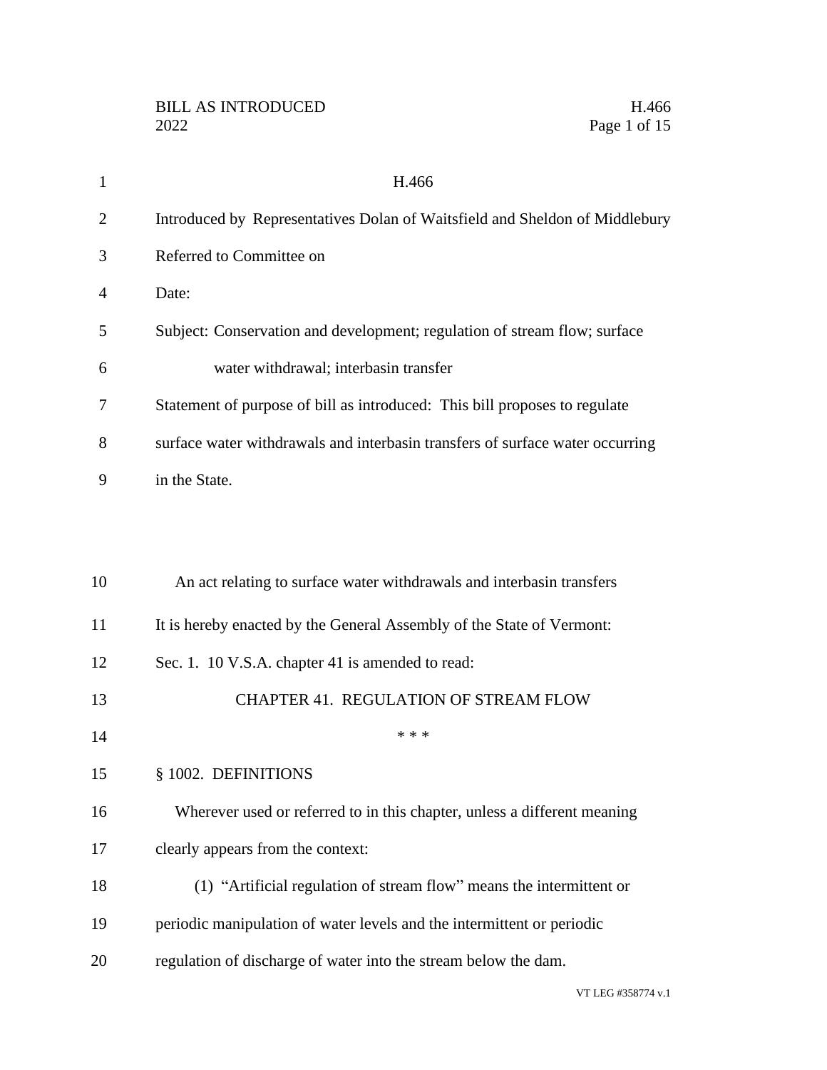H.466

Introduced by Representatives Dolan of Waitsfield and Sheldon of Middlebury

Referred to Committee on

Date:

Subject: Conservation and development; regulation of stream flow; surface water withdrawal; interbasin transfer

Statement of purpose of bill as introduced: This bill proposes to regulate surface water withdrawals and interbasin transfers of surface water occurring in the State.

An act relating to surface water withdrawals and interbasin transfers

It is hereby enacted by the General Assembly of the State of Vermont:

Sec. 1. 10 V.S.A. chapter 41 is amended to read:

CHAPTER 41. REGULATION OF STREAM FLOW

\* \* \*

§ 1002. DEFINITIONS

Wherever used or referred to in this chapter, unless a different meaning clearly appears from the context:

(1) "Artificial regulation of stream flow" means the intermittent or periodic manipulation of water levels and the intermittent or periodic regulation of discharge of water into the stream below the dam.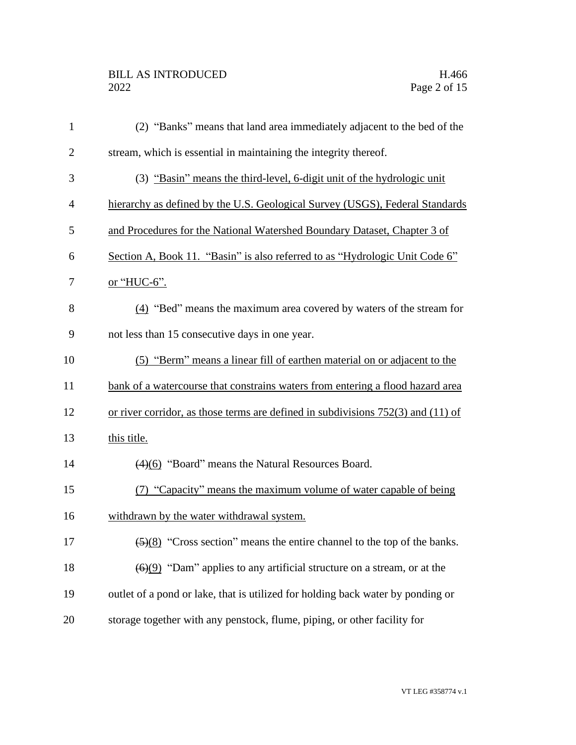(2) "Banks" means that land area immediately adjacent to the bed of the stream, which is essential in maintaining the integrity thereof.

(3) "Basin" means the third-level, 6-digit unit of the hydrologic unit hierarchy as defined by the U.S. Geological Survey (USGS), Federal Standards and Procedures for the National Watershed Boundary Dataset, Chapter 3 of Section A, Book 11. "Basin" is also referred to as "Hydrologic Unit Code 6" or "HUC-6".

(4) "Bed" means the maximum area covered by waters of the stream for not less than 15 consecutive days in one year.

(5) "Berm" means a linear fill of earthen material on or adjacent to the bank of a watercourse that constrains waters from entering a flood hazard area or river corridor, as those terms are defined in subdivisions 752(3) and (11) of this title.

~~(4)~~(6) "Board" means the Natural Resources Board.

(7) "Capacity" means the maximum volume of water capable of being withdrawn by the water withdrawal system.

~~(5)~~(8) "Cross section" means the entire channel to the top of the banks.

~~(6)~~(9) "Dam" applies to any artificial structure on a stream, or at the outlet of a pond or lake, that is utilized for holding back water by ponding or storage together with any penstock, flume, piping, or other facility for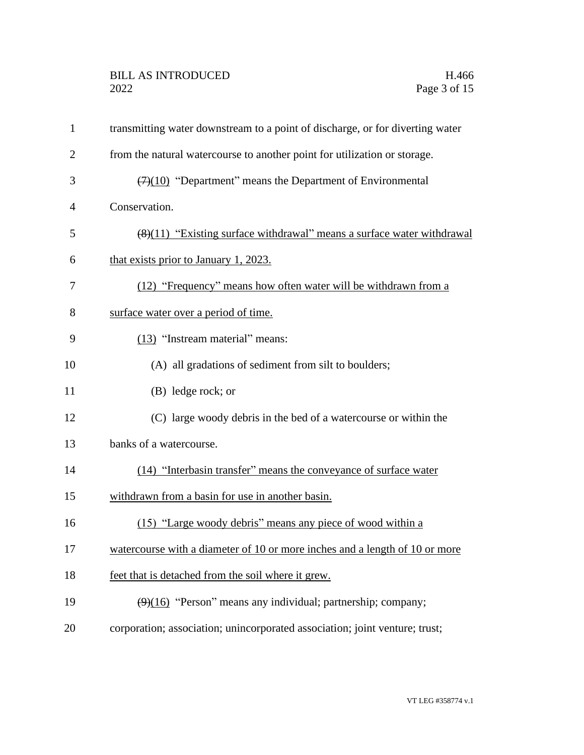transmitting water downstream to a point of discharge, or for diverting water from the natural watercourse to another point for utilization or storage.

~~(7)~~(10) "Department" means the Department of Environmental Conservation.

~~(8)~~(11) "Existing surface withdrawal" means a surface water withdrawal that exists prior to January 1, 2023.

(12) "Frequency" means how often water will be withdrawn from a surface water over a period of time.

(13) "Instream material" means:

(A) all gradations of sediment from silt to boulders;

(B) ledge rock; or

(C) large woody debris in the bed of a watercourse or within the banks of a watercourse.

(14) "Interbasin transfer" means the conveyance of surface water withdrawn from a basin for use in another basin.

(15) "Large woody debris" means any piece of wood within a watercourse with a diameter of 10 or more inches and a length of 10 or more feet that is detached from the soil where it grew.

~~(9)~~(16) "Person" means any individual; partnership; company; corporation; association; unincorporated association; joint venture; trust;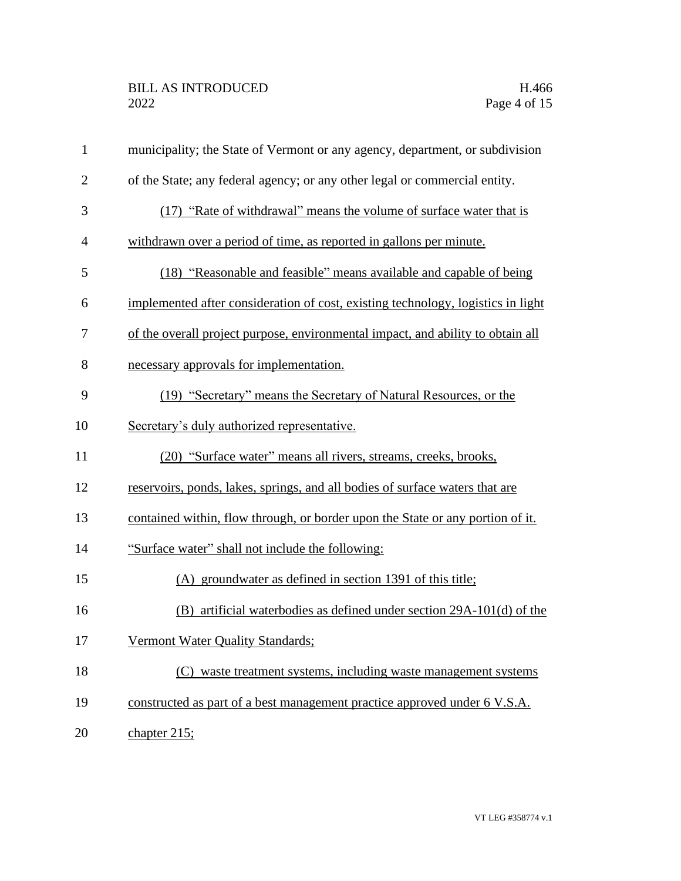municipality; the State of Vermont or any agency, department, or subdivision of the State; any federal agency; or any other legal or commercial entity.

(17) "Rate of withdrawal" means the volume of surface water that is withdrawn over a period of time, as reported in gallons per minute.

(18) "Reasonable and feasible" means available and capable of being implemented after consideration of cost, existing technology, logistics in light of the overall project purpose, environmental impact, and ability to obtain all necessary approvals for implementation.

(19) "Secretary" means the Secretary of Natural Resources, or the Secretary's duly authorized representative.

(20) "Surface water" means all rivers, streams, creeks, brooks, reservoirs, ponds, lakes, springs, and all bodies of surface waters that are contained within, flow through, or border upon the State or any portion of it. "Surface water" shall not include the following:

(A) groundwater as defined in section 1391 of this title;

(B) artificial waterbodies as defined under section 29A-101(d) of the Vermont Water Quality Standards;

(C) waste treatment systems, including waste management systems constructed as part of a best management practice approved under 6 V.S.A. chapter 215;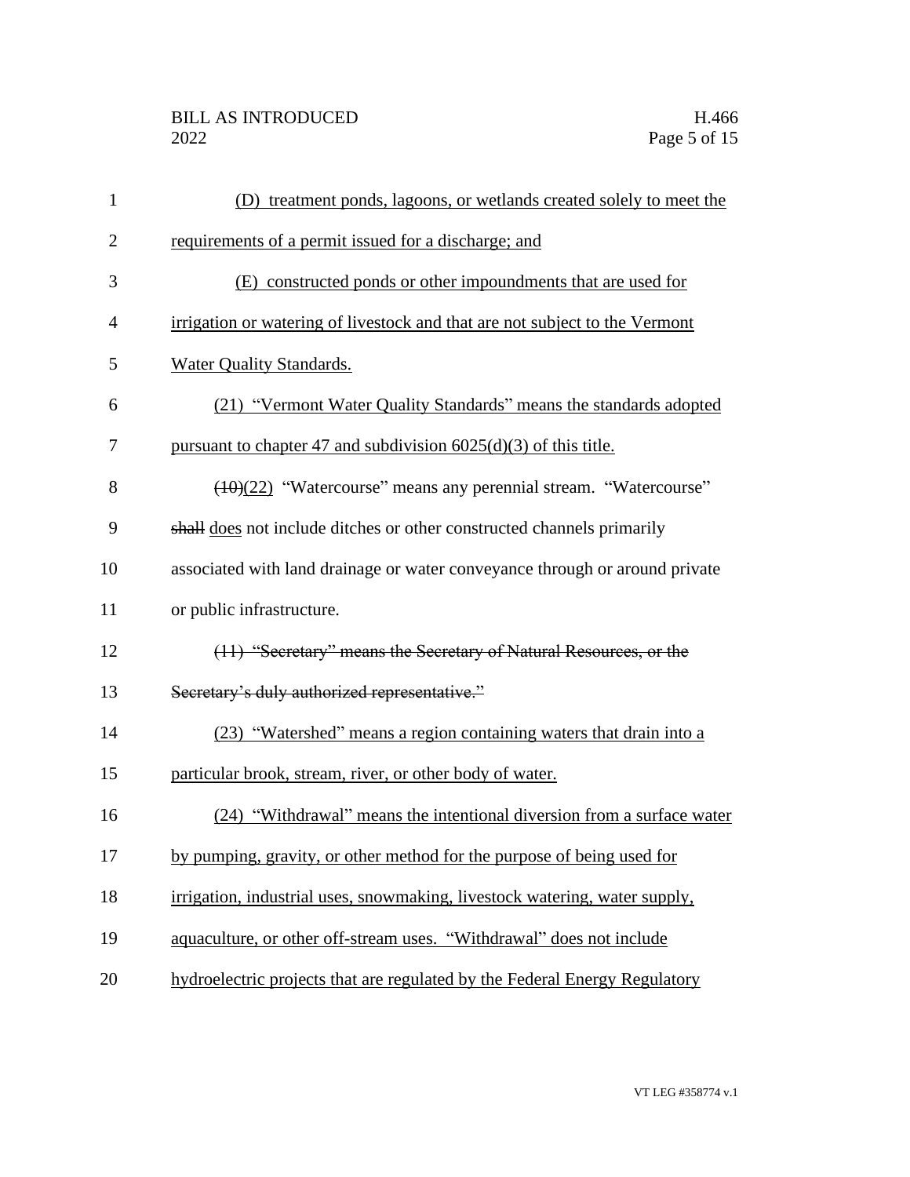(D) treatment ponds, lagoons, or wetlands created solely to meet the requirements of a permit issued for a discharge; and

(E) constructed ponds or other impoundments that are used for irrigation or watering of livestock and that are not subject to the Vermont Water Quality Standards.

(21) "Vermont Water Quality Standards" means the standards adopted pursuant to chapter 47 and subdivision 6025(d)(3) of this title.

~~(10)~~(22) "Watercourse" means any perennial stream. "Watercourse" ~~shall~~ does not include ditches or other constructed channels primarily associated with land drainage or water conveyance through or around private or public infrastructure.

~~(11) "Secretary" means the Secretary of Natural Resources, or the Secretary's duly authorized representative."~~

(23) "Watershed" means a region containing waters that drain into a particular brook, stream, river, or other body of water.

(24) "Withdrawal" means the intentional diversion from a surface water by pumping, gravity, or other method for the purpose of being used for irrigation, industrial uses, snowmaking, livestock watering, water supply, aquaculture, or other off-stream uses. "Withdrawal" does not include hydroelectric projects that are regulated by the Federal Energy Regulatory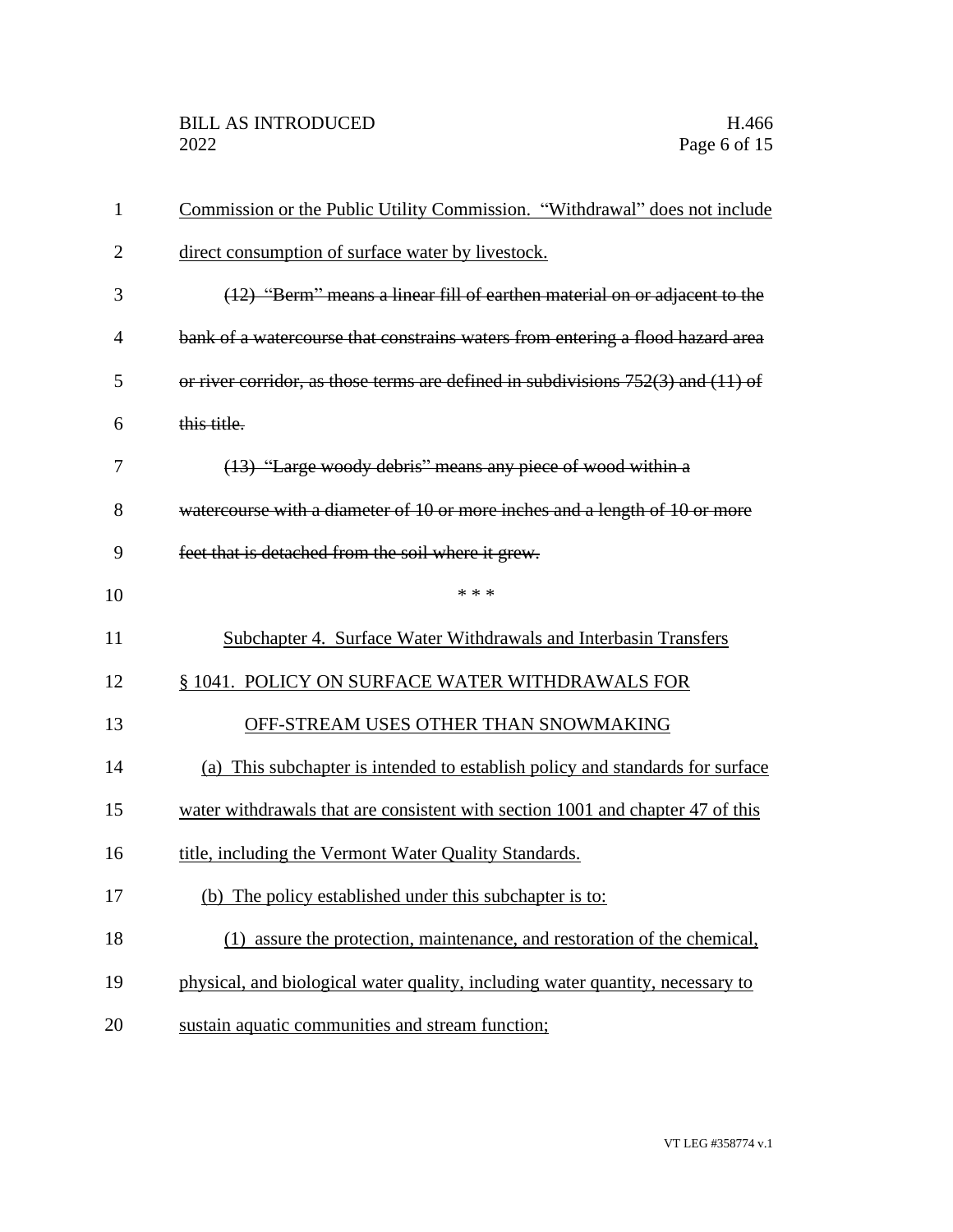Commission or the Public Utility Commission. "Withdrawal" does not include direct consumption of surface water by livestock.

~~(12) "Berm" means a linear fill of earthen material on or adjacent to the bank of a watercourse that constrains waters from entering a flood hazard area or river corridor, as those terms are defined in subdivisions 752(3) and (11) of this title.~~

~~(13) "Large woody debris" means any piece of wood within a watercourse with a diameter of 10 or more inches and a length of 10 or more feet that is detached from the soil where it grew.~~

\* \* \*

Subchapter 4. Surface Water Withdrawals and Interbasin Transfers

§ 1041. POLICY ON SURFACE WATER WITHDRAWALS FOR OFF-STREAM USES OTHER THAN SNOWMAKING

(a) This subchapter is intended to establish policy and standards for surface water withdrawals that are consistent with section 1001 and chapter 47 of this title, including the Vermont Water Quality Standards.

(b) The policy established under this subchapter is to:

(1) assure the protection, maintenance, and restoration of the chemical, physical, and biological water quality, including water quantity, necessary to sustain aquatic communities and stream function;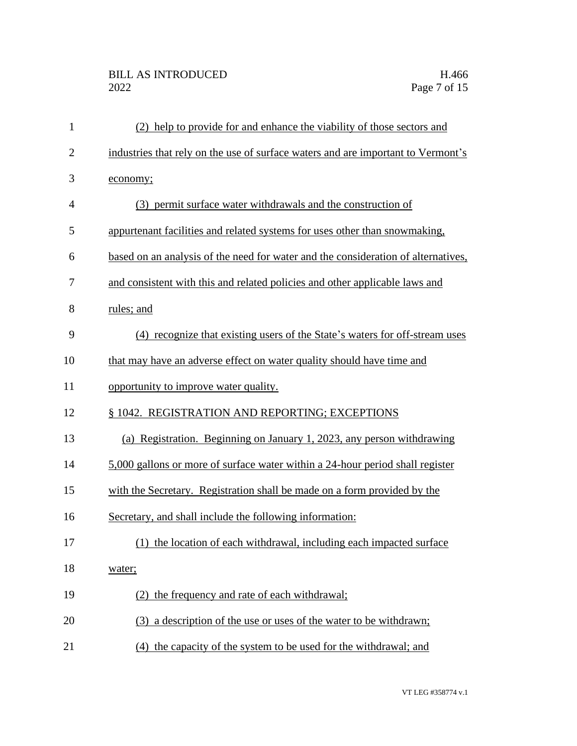(2) help to provide for and enhance the viability of those sectors and industries that rely on the use of surface waters and are important to Vermont's economy;

(3) permit surface water withdrawals and the construction of appurtenant facilities and related systems for uses other than snowmaking, based on an analysis of the need for water and the consideration of alternatives, and consistent with this and related policies and other applicable laws and rules; and

(4) recognize that existing users of the State's waters for off-stream uses that may have an adverse effect on water quality should have time and opportunity to improve water quality.

§ 1042. REGISTRATION AND REPORTING; EXCEPTIONS

(a) Registration. Beginning on January 1, 2023, any person withdrawing 5,000 gallons or more of surface water within a 24-hour period shall register with the Secretary. Registration shall be made on a form provided by the Secretary, and shall include the following information:

(1) the location of each withdrawal, including each impacted surface water;

(2) the frequency and rate of each withdrawal;

(3) a description of the use or uses of the water to be withdrawn;

(4) the capacity of the system to be used for the withdrawal; and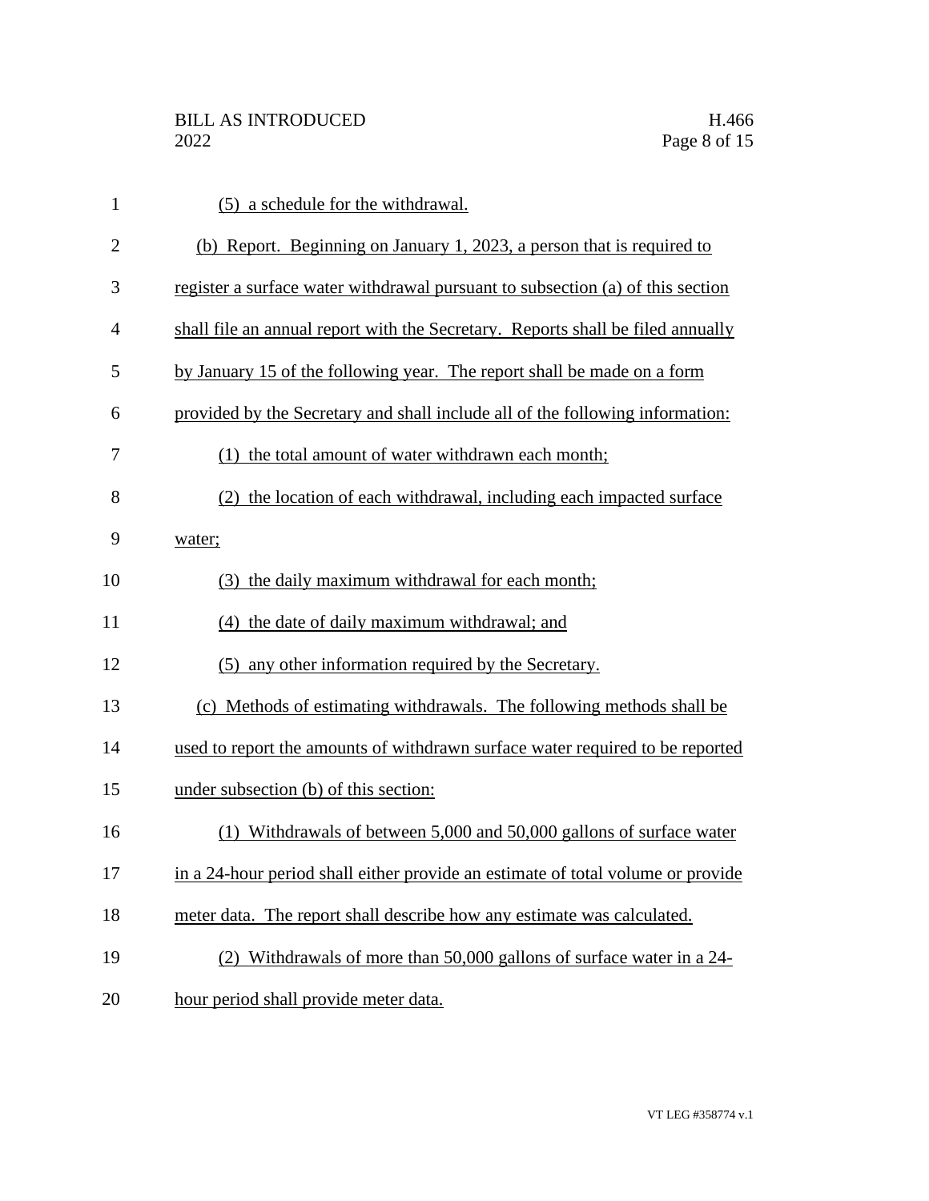(5) a schedule for the withdrawal.

(b) Report. Beginning on January 1, 2023, a person that is required to register a surface water withdrawal pursuant to subsection (a) of this section shall file an annual report with the Secretary. Reports shall be filed annually by January 15 of the following year. The report shall be made on a form provided by the Secretary and shall include all of the following information:

(1) the total amount of water withdrawn each month;

(2) the location of each withdrawal, including each impacted surface water;

(3) the daily maximum withdrawal for each month;

(4) the date of daily maximum withdrawal; and

(5) any other information required by the Secretary.

(c) Methods of estimating withdrawals. The following methods shall be used to report the amounts of withdrawn surface water required to be reported under subsection (b) of this section:

(1) Withdrawals of between 5,000 and 50,000 gallons of surface water in a 24-hour period shall either provide an estimate of total volume or provide meter data. The report shall describe how any estimate was calculated.

(2) Withdrawals of more than 50,000 gallons of surface water in a 24-hour period shall provide meter data.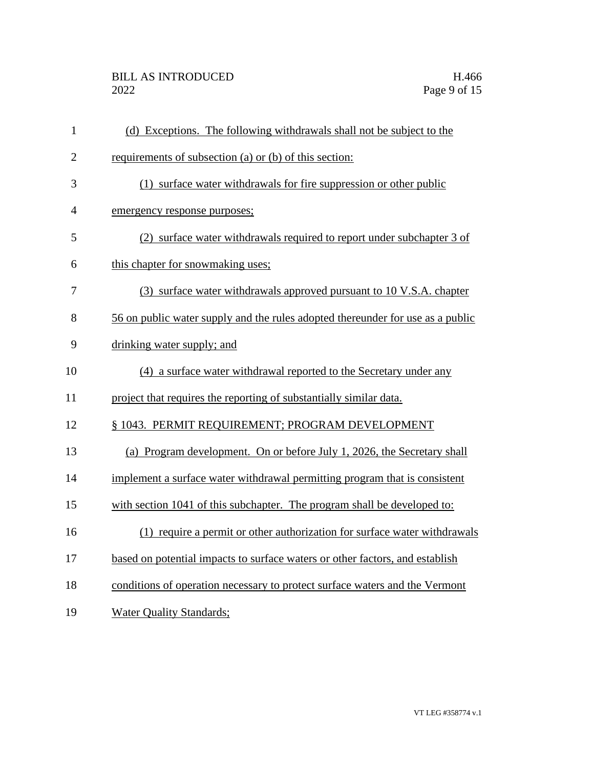(d) Exceptions. The following withdrawals shall not be subject to the requirements of subsection (a) or (b) of this section:

(1) surface water withdrawals for fire suppression or other public emergency response purposes;

(2) surface water withdrawals required to report under subchapter 3 of this chapter for snowmaking uses;

(3) surface water withdrawals approved pursuant to 10 V.S.A. chapter 56 on public water supply and the rules adopted thereunder for use as a public drinking water supply; and

(4) a surface water withdrawal reported to the Secretary under any project that requires the reporting of substantially similar data.

§ 1043. PERMIT REQUIREMENT; PROGRAM DEVELOPMENT

(a) Program development. On or before July 1, 2026, the Secretary shall implement a surface water withdrawal permitting program that is consistent with section 1041 of this subchapter. The program shall be developed to:

(1) require a permit or other authorization for surface water withdrawals based on potential impacts to surface waters or other factors, and establish conditions of operation necessary to protect surface waters and the Vermont Water Quality Standards;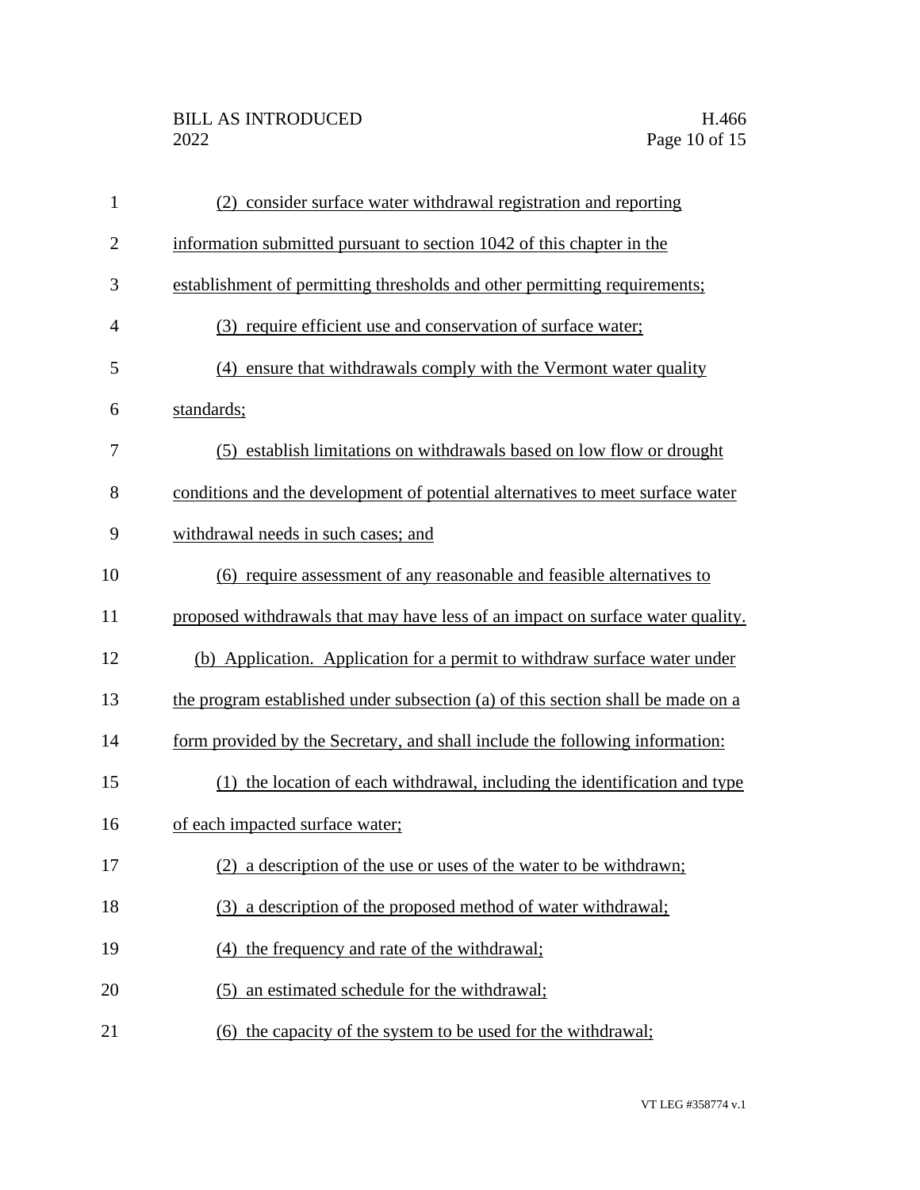(2) consider surface water withdrawal registration and reporting information submitted pursuant to section 1042 of this chapter in the establishment of permitting thresholds and other permitting requirements;

(3) require efficient use and conservation of surface water;

(4) ensure that withdrawals comply with the Vermont water quality standards;

(5) establish limitations on withdrawals based on low flow or drought conditions and the development of potential alternatives to meet surface water withdrawal needs in such cases; and

(6) require assessment of any reasonable and feasible alternatives to proposed withdrawals that may have less of an impact on surface water quality.

(b) Application. Application for a permit to withdraw surface water under the program established under subsection (a) of this section shall be made on a form provided by the Secretary, and shall include the following information:

(1) the location of each withdrawal, including the identification and type of each impacted surface water;

(2) a description of the use or uses of the water to be withdrawn;

(3) a description of the proposed method of water withdrawal;

(4) the frequency and rate of the withdrawal;

(5) an estimated schedule for the withdrawal;

(6) the capacity of the system to be used for the withdrawal;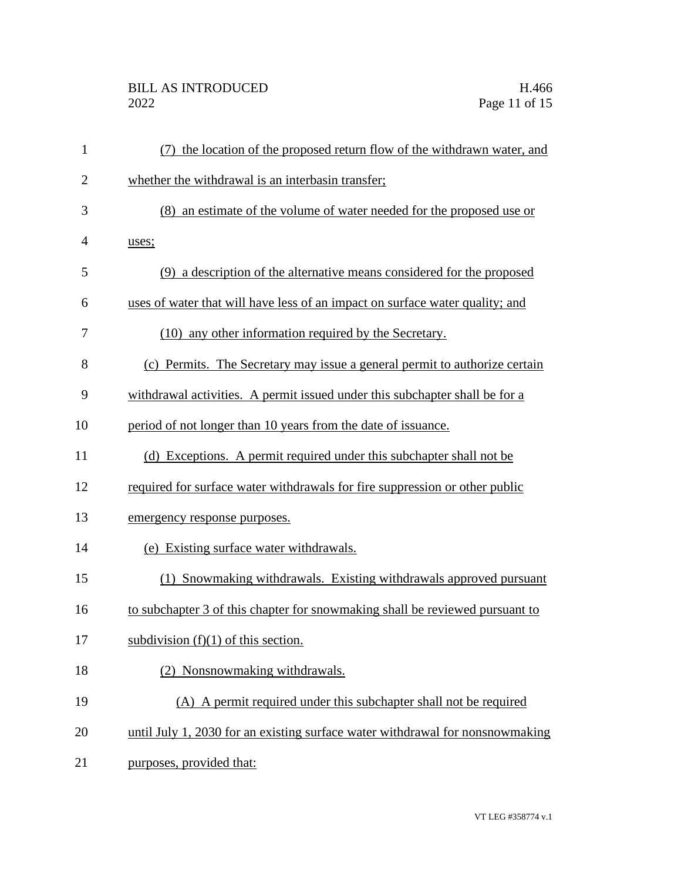(7) the location of the proposed return flow of the withdrawn water, and whether the withdrawal is an interbasin transfer;

(8) an estimate of the volume of water needed for the proposed use or uses;

(9) a description of the alternative means considered for the proposed uses of water that will have less of an impact on surface water quality; and

(10) any other information required by the Secretary.

(c) Permits. The Secretary may issue a general permit to authorize certain withdrawal activities. A permit issued under this subchapter shall be for a period of not longer than 10 years from the date of issuance.

(d) Exceptions. A permit required under this subchapter shall not be required for surface water withdrawals for fire suppression or other public emergency response purposes.

(e) Existing surface water withdrawals.

(1) Snowmaking withdrawals. Existing withdrawals approved pursuant to subchapter 3 of this chapter for snowmaking shall be reviewed pursuant to subdivision (f)(1) of this section.

(2) Nonsnowmaking withdrawals.

(A) A permit required under this subchapter shall not be required until July 1, 2030 for an existing surface water withdrawal for nonsnowmaking purposes, provided that: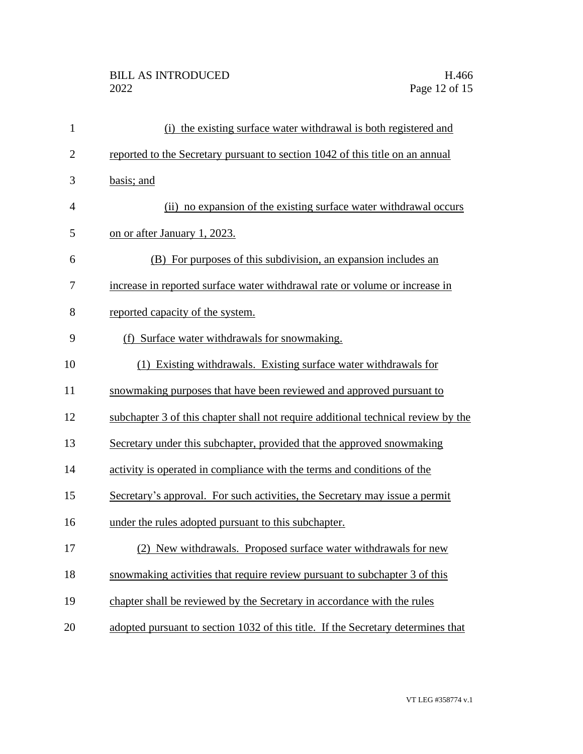(i) the existing surface water withdrawal is both registered and reported to the Secretary pursuant to section 1042 of this title on an annual basis; and

(ii) no expansion of the existing surface water withdrawal occurs on or after January 1, 2023.

(B) For purposes of this subdivision, an expansion includes an increase in reported surface water withdrawal rate or volume or increase in reported capacity of the system.

(f) Surface water withdrawals for snowmaking.

(1) Existing withdrawals. Existing surface water withdrawals for snowmaking purposes that have been reviewed and approved pursuant to subchapter 3 of this chapter shall not require additional technical review by the Secretary under this subchapter, provided that the approved snowmaking activity is operated in compliance with the terms and conditions of the Secretary's approval. For such activities, the Secretary may issue a permit under the rules adopted pursuant to this subchapter.

(2) New withdrawals. Proposed surface water withdrawals for new snowmaking activities that require review pursuant to subchapter 3 of this chapter shall be reviewed by the Secretary in accordance with the rules adopted pursuant to section 1032 of this title. If the Secretary determines that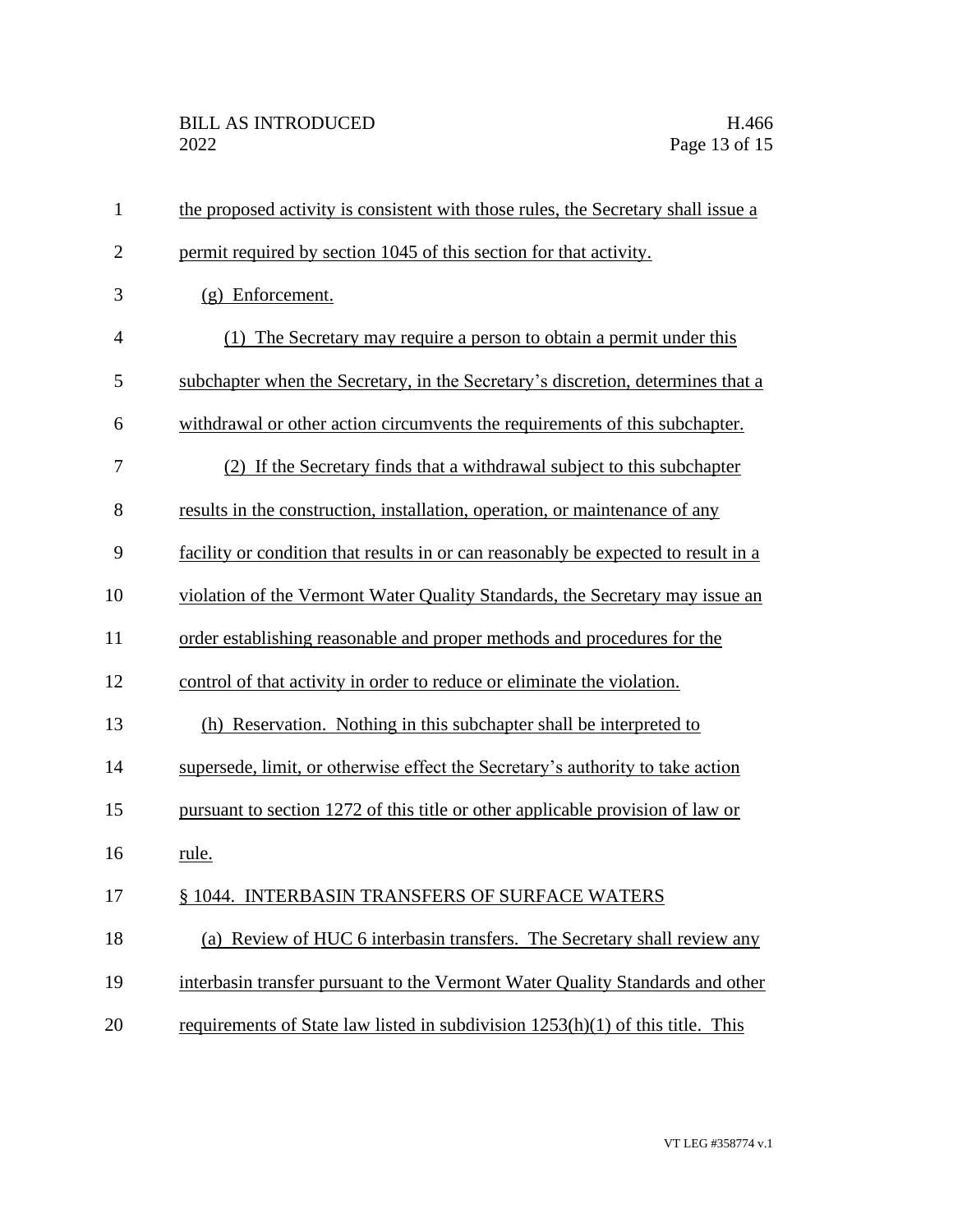the proposed activity is consistent with those rules, the Secretary shall issue a permit required by section 1045 of this section for that activity.

(g) Enforcement.

(1) The Secretary may require a person to obtain a permit under this subchapter when the Secretary, in the Secretary's discretion, determines that a withdrawal or other action circumvents the requirements of this subchapter.

(2) If the Secretary finds that a withdrawal subject to this subchapter results in the construction, installation, operation, or maintenance of any facility or condition that results in or can reasonably be expected to result in a violation of the Vermont Water Quality Standards, the Secretary may issue an order establishing reasonable and proper methods and procedures for the control of that activity in order to reduce or eliminate the violation.

(h) Reservation. Nothing in this subchapter shall be interpreted to supersede, limit, or otherwise effect the Secretary's authority to take action pursuant to section 1272 of this title or other applicable provision of law or rule.

§ 1044. INTERBASIN TRANSFERS OF SURFACE WATERS

(a) Review of HUC 6 interbasin transfers. The Secretary shall review any interbasin transfer pursuant to the Vermont Water Quality Standards and other requirements of State law listed in subdivision 1253(h)(1) of this title. This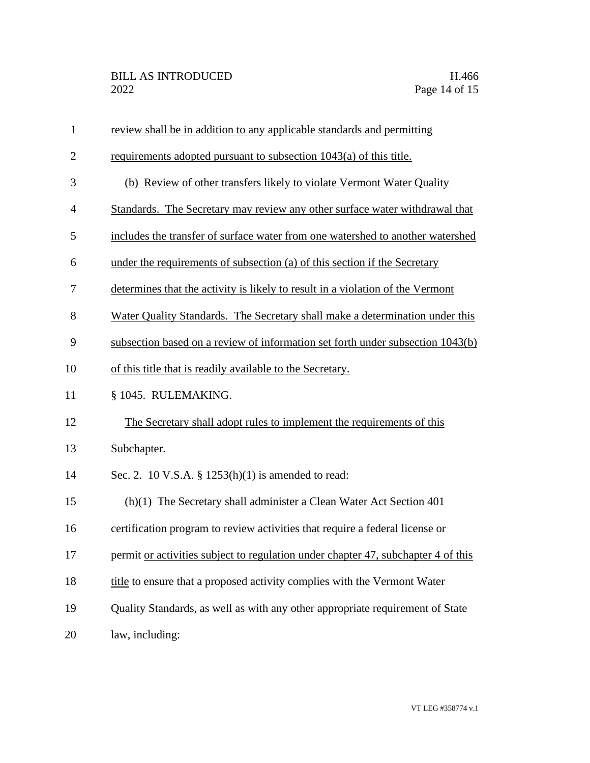review shall be in addition to any applicable standards and permitting requirements adopted pursuant to subsection 1043(a) of this title.

(b) Review of other transfers likely to violate Vermont Water Quality Standards. The Secretary may review any other surface water withdrawal that includes the transfer of surface water from one watershed to another watershed under the requirements of subsection (a) of this section if the Secretary determines that the activity is likely to result in a violation of the Vermont Water Quality Standards. The Secretary shall make a determination under this subsection based on a review of information set forth under subsection 1043(b) of this title that is readily available to the Secretary.

§ 1045. RULEMAKING.

The Secretary shall adopt rules to implement the requirements of this Subchapter.

Sec. 2. 10 V.S.A. § 1253(h)(1) is amended to read:

(h)(1) The Secretary shall administer a Clean Water Act Section 401 certification program to review activities that require a federal license or permit or activities subject to regulation under chapter 47, subchapter 4 of this title to ensure that a proposed activity complies with the Vermont Water Quality Standards, as well as with any other appropriate requirement of State law, including: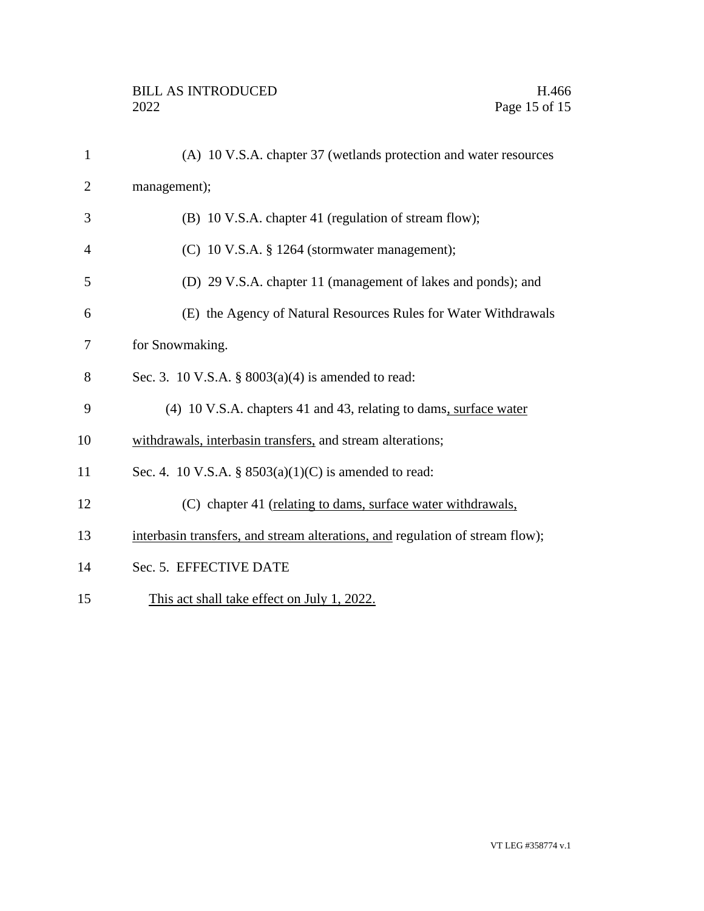(A) 10 V.S.A. chapter 37 (wetlands protection and water resources management);

(B) 10 V.S.A. chapter 41 (regulation of stream flow);

(C) 10 V.S.A. § 1264 (stormwater management);

(D) 29 V.S.A. chapter 11 (management of lakes and ponds); and

(E) the Agency of Natural Resources Rules for Water Withdrawals for Snowmaking.

Sec. 3. 10 V.S.A. § 8003(a)(4) is amended to read:

(4) 10 V.S.A. chapters 41 and 43, relating to dams, surface water withdrawals, interbasin transfers, and stream alterations;

Sec. 4. 10 V.S.A. § 8503(a)(1)(C) is amended to read:

(C) chapter 41 (relating to dams, surface water withdrawals, interbasin transfers, and stream alterations, and regulation of stream flow);

Sec. 5. EFFECTIVE DATE

This act shall take effect on July 1, 2022.